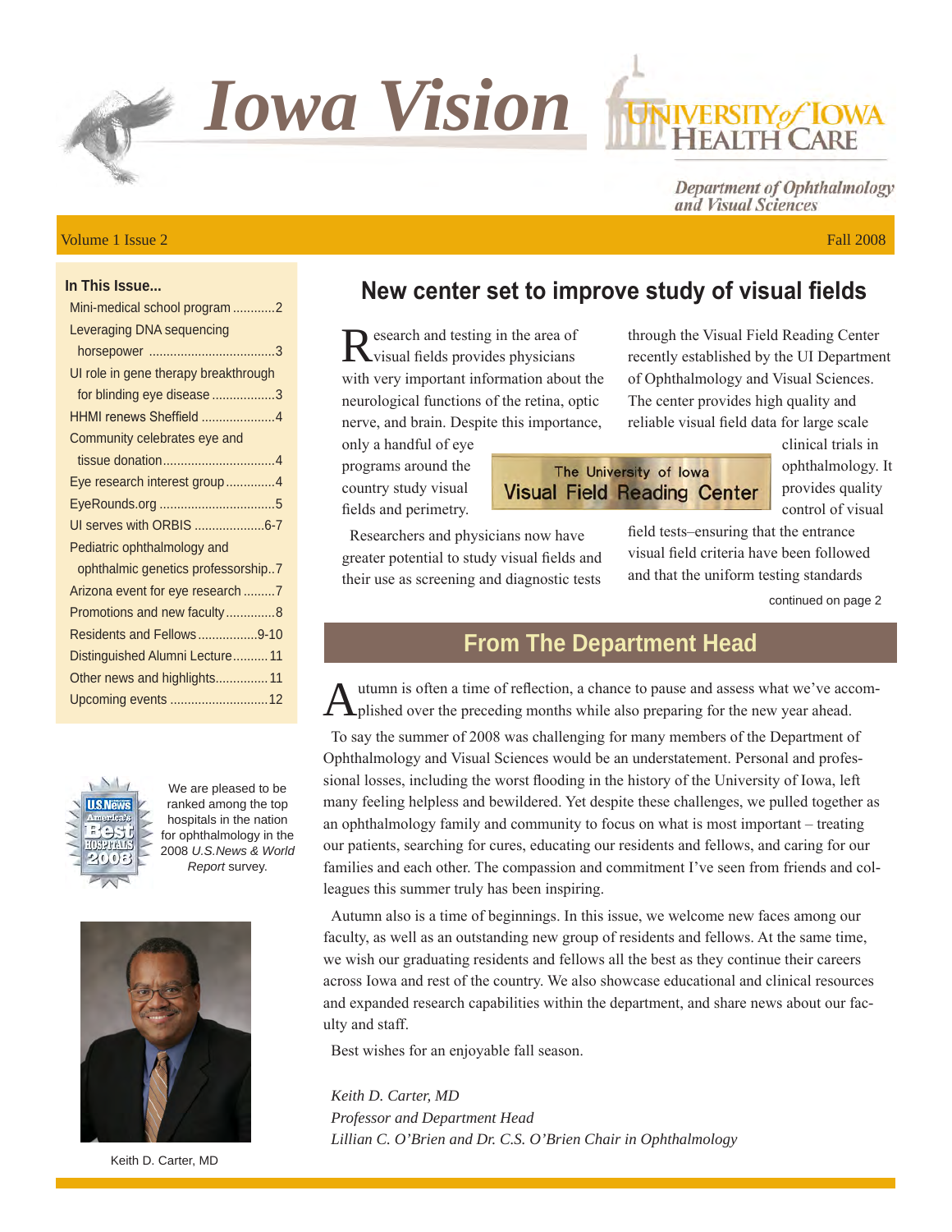# Iowa Vision

University of Iowa Health Care

*Department of Ophthalmology and Visual Sciences*

Volume 1 Issue 2 — Fall 2008

**In This Issue...**

- Mini-medical school program ............2
- Leveraging DNA sequencing horsepower ....................................3
- UI role in gene therapy breakthrough for blinding eye disease ..................3
- HHMI renews Sheffield .....................4
- Community celebrates eye and tissue donation................................4
- Eye research interest group..............4
- EyeRounds.org .................................5
- UI serves with ORBIS ....................6-7
- Pediatric ophthalmology and ophthalmic genetics professorship..7
- Arizona event for eye research .........7
- Promotions and new faculty..............8
- Residents and Fellows.................9-10
- Distinguished Alumni Lecture..........11
- Other news and highlights...............11
- Upcoming events ............................12

We are pleased to be ranked among the top hospitals in the nation for ophthalmology in the 2008 *U.S.News & World Report* survey.

## New center set to improve study of visual fields

Research and testing in the area of visual fields provides physicians with very important information about the neurological functions of the retina, optic nerve, and brain. Despite this importance, only a handful of eye programs around the country study visual fields and perimetry.

Researchers and physicians now have greater potential to study visual fields and their use as screening and diagnostic tests through the Visual Field Reading Center recently established by the UI Department of Ophthalmology and Visual Sciences. The center provides high quality and reliable visual field data for large scale clinical trials in ophthalmology. It provides quality control of visual field tests–ensuring that the entrance visual field criteria have been followed and that the uniform testing standards

The University of Iowa Visual Field Reading Center

continued on page 2

## From The Department Head

Autumn is often a time of reflection, a chance to pause and assess what we've accomplished over the preceding months while also preparing for the new year ahead.

To say the summer of 2008 was challenging for many members of the Department of Ophthalmology and Visual Sciences would be an understatement. Personal and professional losses, including the worst flooding in the history of the University of Iowa, left many feeling helpless and bewildered. Yet despite these challenges, we pulled together as an ophthalmology family and community to focus on what is most important – treating our patients, searching for cures, educating our residents and fellows, and caring for our families and each other. The compassion and commitment I've seen from friends and colleagues this summer truly has been inspiring.

Autumn also is a time of beginnings. In this issue, we welcome new faces among our faculty, as well as an outstanding new group of residents and fellows. At the same time, we wish our graduating residents and fellows all the best as they continue their careers across Iowa and rest of the country. We also showcase educational and clinical resources and expanded research capabilities within the department, and share news about our faculty and staff.

Best wishes for an enjoyable fall season.

*Keith D. Carter, MD*
*Professor and Department Head*
*Lillian C. O'Brien and Dr. C.S. O'Brien Chair in Ophthalmology*

Keith D. Carter, MD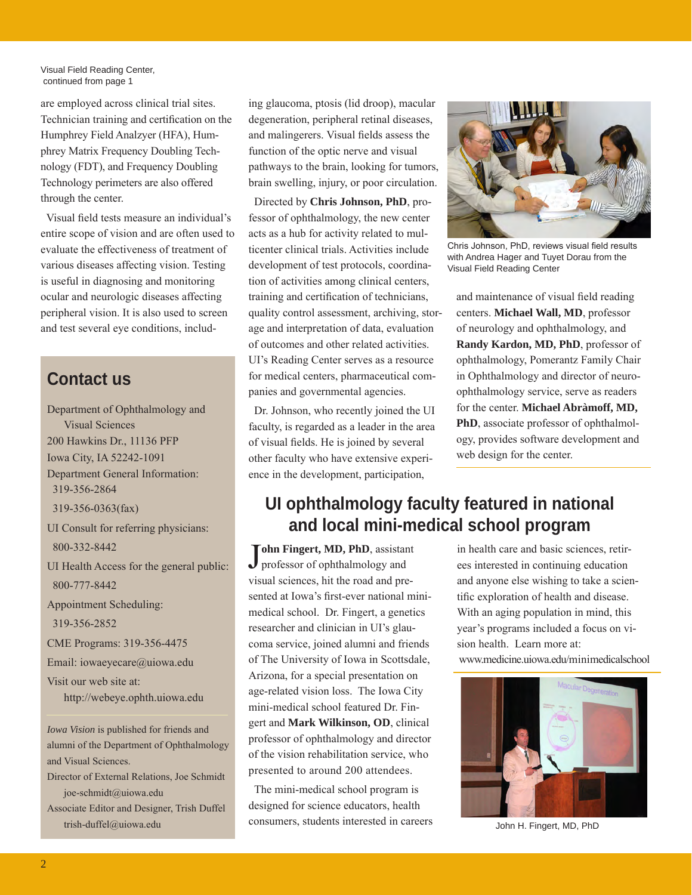Visual Field Reading Center, continued from page 1

are employed across clinical trial sites. Technician training and certification on the Humphrey Field Analzyer (HFA), Humphrey Matrix Frequency Doubling Technology (FDT), and Frequency Doubling Technology perimeters are also offered through the center.

Visual field tests measure an individual's entire scope of vision and are often used to evaluate the effectiveness of treatment of various diseases affecting vision. Testing is useful in diagnosing and monitoring ocular and neurologic diseases affecting peripheral vision. It is also used to screen and test several eye conditions, including glaucoma, ptosis (lid droop), macular degeneration, peripheral retinal diseases, and malingerers. Visual fields assess the function of the optic nerve and visual pathways to the brain, looking for tumors, brain swelling, injury, or poor circulation.

Directed by **Chris Johnson, PhD**, professor of ophthalmology, the new center acts as a hub for activity related to multicenter clinical trials. Activities include development of test protocols, coordination of activities among clinical centers, training and certification of technicians, quality control assessment, archiving, storage and interpretation of data, evaluation of outcomes and other related activities. UI's Reading Center serves as a resource for medical centers, pharmaceutical companies and governmental agencies.

Dr. Johnson, who recently joined the UI faculty, is regarded as a leader in the area of visual fields. He is joined by several other faculty who have extensive experience in the development, participation, and maintenance of visual field reading centers. **Michael Wall, MD**, professor of neurology and ophthalmology, and **Randy Kardon, MD, PhD**, professor of ophthalmology, Pomerantz Family Chair in Ophthalmology and director of neuro-ophthalmology service, serve as readers for the center. **Michael Abràmoff, MD, PhD**, associate professor of ophthalmology, provides software development and web design for the center.

Chris Johnson, PhD, reviews visual field results with Andrea Hager and Tuyet Dorau from the Visual Field Reading Center

## Contact us

Department of Ophthalmology and Visual Sciences
200 Hawkins Dr., 11136 PFP
Iowa City, IA 52242-1091
Department General Information:
319-356-2864
319-356-0363(fax)
UI Consult for referring physicians:
800-332-8442
UI Health Access for the general public:
800-777-8442
Appointment Scheduling:
319-356-2852
CME Programs: 319-356-4475
Email: iowaeyecare@uiowa.edu
Visit our web site at:
http://webeye.ophth.uiowa.edu

*Iowa Vision* is published for friends and alumni of the Department of Ophthalmology and Visual Sciences.
Director of External Relations, Joe Schmidt
joe-schmidt@uiowa.edu
Associate Editor and Designer, Trish Duffel
trish-duffel@uiowa.edu

## UI ophthalmology faculty featured in national and local mini-medical school program

**John Fingert, MD, PhD**, assistant professor of ophthalmology and visual sciences, hit the road and presented at Iowa's first-ever national mini-medical school. Dr. Fingert, a genetics researcher and clinician in UI's glaucoma service, joined alumni and friends of The University of Iowa in Scottsdale, Arizona, for a special presentation on age-related vision loss. The Iowa City mini-medical school featured Dr. Fingert and **Mark Wilkinson, OD**, clinical professor of ophthalmology and director of the vision rehabilitation service, who presented to around 200 attendees.

The mini-medical school program is designed for science educators, health consumers, students interested in careers in health care and basic sciences, retirees interested in continuing education and anyone else wishing to take a scientific exploration of health and disease. With an aging population in mind, this year's programs included a focus on vision health. Learn more at: www.medicine.uiowa.edu/minimedicalschool

John H. Fingert, MD, PhD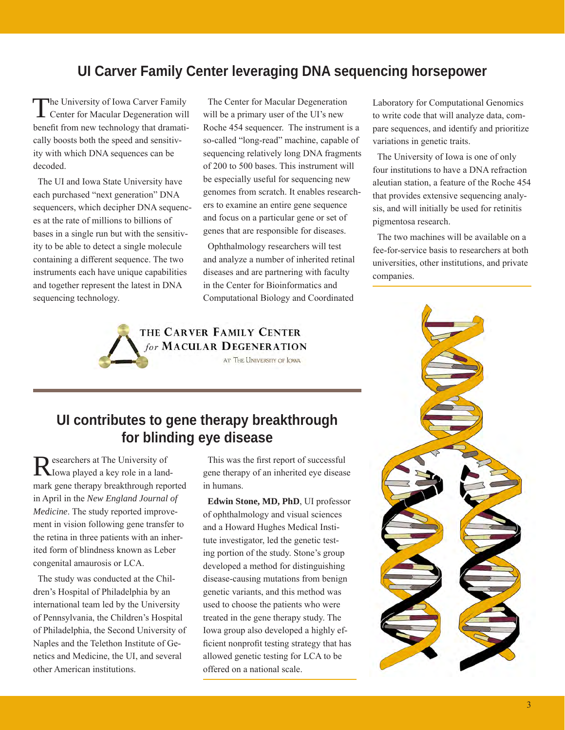## UI Carver Family Center leveraging DNA sequencing horsepower

The University of Iowa Carver Family Center for Macular Degeneration will benefit from new technology that dramatically boosts both the speed and sensitivity with which DNA sequences can be decoded.

The UI and Iowa State University have each purchased "next generation" DNA sequencers, which decipher DNA sequences at the rate of millions to billions of bases in a single run but with the sensitivity to be able to detect a single molecule containing a different sequence. The two instruments each have unique capabilities and together represent the latest in DNA sequencing technology.

The Center for Macular Degeneration will be a primary user of the UI's new Roche 454 sequencer. The instrument is a so-called "long-read" machine, capable of sequencing relatively long DNA fragments of 200 to 500 bases. This instrument will be especially useful for sequencing new genomes from scratch. It enables researchers to examine an entire gene sequence and focus on a particular gene or set of genes that are responsible for diseases.

Ophthalmology researchers will test and analyze a number of inherited retinal diseases and are partnering with faculty in the Center for Bioinformatics and Computational Biology and Coordinated Laboratory for Computational Genomics to write code that will analyze data, compare sequences, and identify and prioritize variations in genetic traits.

The University of Iowa is one of only four institutions to have a DNA refraction aleutian station, a feature of the Roche 454 that provides extensive sequencing analysis, and will initially be used for retinitis pigmentosa research.

The two machines will be available on a fee-for-service basis to researchers at both universities, other institutions, and private companies.

THE CARVER FAMILY CENTER *for* MACULAR DEGENERATION AT THE UNIVERSITY OF IOWA

## UI contributes to gene therapy breakthrough for blinding eye disease

Researchers at The University of Iowa played a key role in a landmark gene therapy breakthrough reported in April in the *New England Journal of Medicine*. The study reported improvement in vision following gene transfer to the retina in three patients with an inherited form of blindness known as Leber congenital amaurosis or LCA.

The study was conducted at the Children's Hospital of Philadelphia by an international team led by the University of Pennsylvania, the Children's Hospital of Philadelphia, the Second University of Naples and the Telethon Institute of Genetics and Medicine, the UI, and several other American institutions.

This was the first report of successful gene therapy of an inherited eye disease in humans.

**Edwin Stone, MD, PhD**, UI professor of ophthalmology and visual sciences and a Howard Hughes Medical Institute investigator, led the genetic testing portion of the study. Stone's group developed a method for distinguishing disease-causing mutations from benign genetic variants, and this method was used to choose the patients who were treated in the gene therapy study. The Iowa group also developed a highly efficient nonprofit testing strategy that has allowed genetic testing for LCA to be offered on a national scale.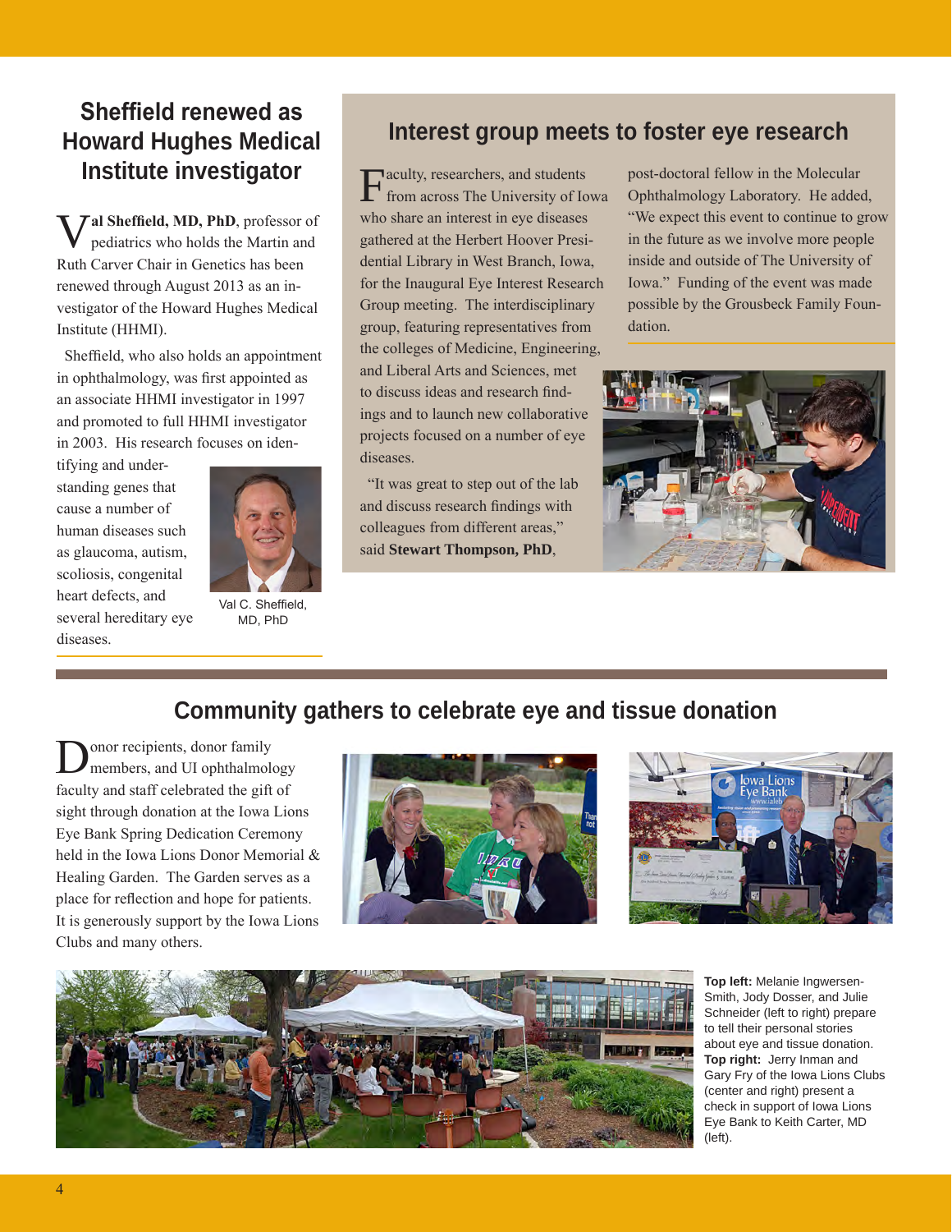## Sheffield renewed as Howard Hughes Medical Institute investigator

**Val Sheffield, MD, PhD**, professor of pediatrics who holds the Martin and Ruth Carver Chair in Genetics has been renewed through August 2013 as an investigator of the Howard Hughes Medical Institute (HHMI).

Sheffield, who also holds an appointment in ophthalmology, was first appointed as an associate HHMI investigator in 1997 and promoted to full HHMI investigator in 2003. His research focuses on identifying and understanding genes that cause a number of human diseases such as glaucoma, autism, scoliosis, congenital heart defects, and several hereditary eye diseases.

Val C. Sheffield, MD, PhD

## Interest group meets to foster eye research

Faculty, researchers, and students from across The University of Iowa who share an interest in eye diseases gathered at the Herbert Hoover Presidential Library in West Branch, Iowa, for the Inaugural Eye Interest Research Group meeting. The interdisciplinary group, featuring representatives from the colleges of Medicine, Engineering, and Liberal Arts and Sciences, met to discuss ideas and research findings and to launch new collaborative projects focused on a number of eye diseases.

"It was great to step out of the lab and discuss research findings with colleagues from different areas," said **Stewart Thompson, PhD**, post-doctoral fellow in the Molecular Ophthalmology Laboratory. He added, "We expect this event to continue to grow in the future as we involve more people inside and outside of The University of Iowa." Funding of the event was made possible by the Grousbeck Family Foundation.

## Community gathers to celebrate eye and tissue donation

Donor recipients, donor family members, and UI ophthalmology faculty and staff celebrated the gift of sight through donation at the Iowa Lions Eye Bank Spring Dedication Ceremony held in the Iowa Lions Donor Memorial & Healing Garden. The Garden serves as a place for reflection and hope for patients. It is generously support by the Iowa Lions Clubs and many others.

**Top left:** Melanie Ingwersen-Smith, Jody Dosser, and Julie Schneider (left to right) prepare to tell their personal stories about eye and tissue donation. **Top right:** Jerry Inman and Gary Fry of the Iowa Lions Clubs (center and right) present a check in support of Iowa Lions Eye Bank to Keith Carter, MD (left).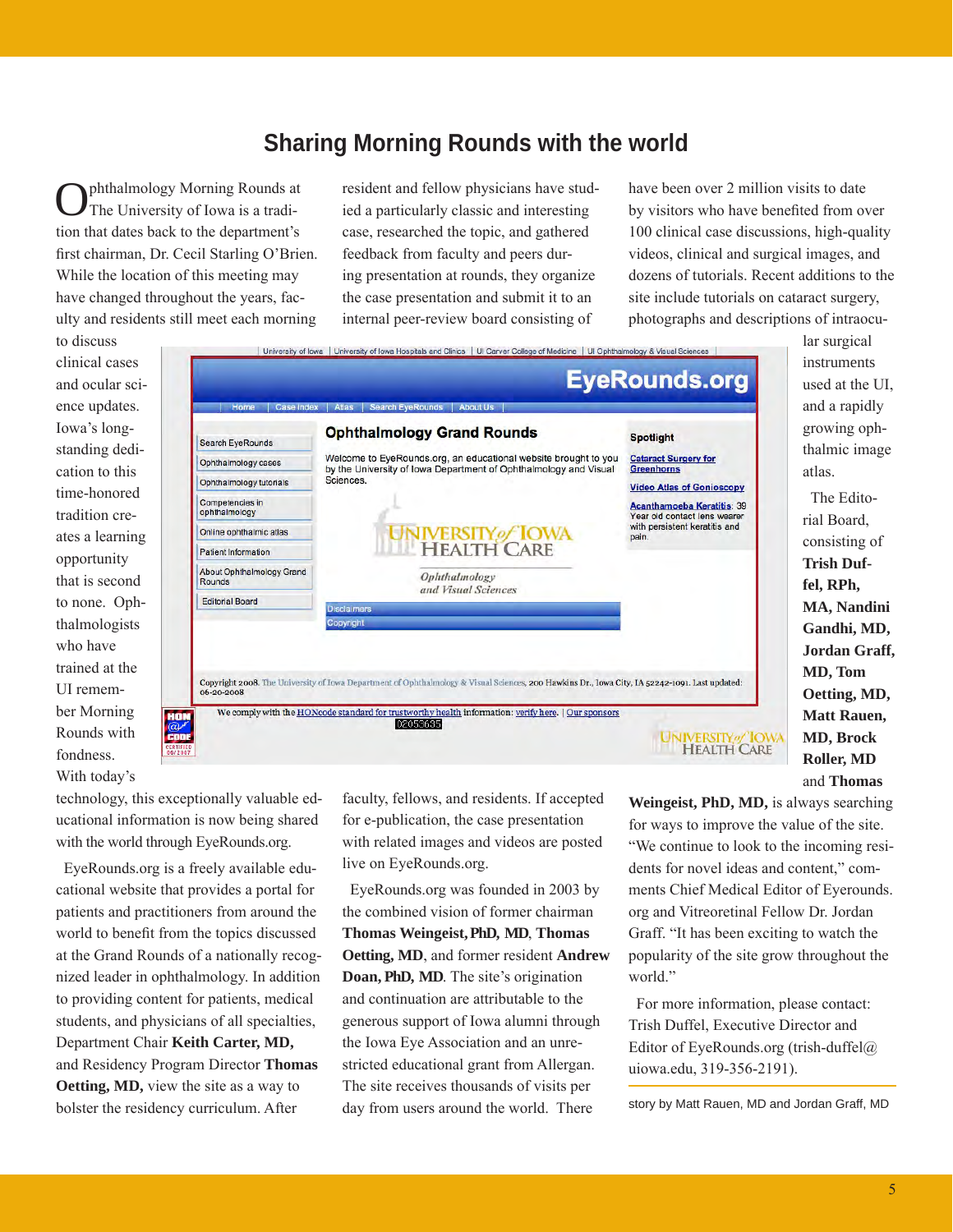# Sharing Morning Rounds with the world

Ophthalmology Morning Rounds at The University of Iowa is a tradition that dates back to the department's first chairman, Dr. Cecil Starling O'Brien. While the location of this meeting may have changed throughout the years, faculty and residents still meet each morning to discuss clinical cases and ocular science updates. Iowa's longstanding dedication to this time-honored tradition creates a learning opportunity that is second to none. Ophthalmologists who have trained at the UI remember Morning Rounds with fondness. With today's technology, this exceptionally valuable educational information is now being shared with the world through EyeRounds.org.

EyeRounds.org is a freely available educational website that provides a portal for patients and practitioners from around the world to benefit from the topics discussed at the Grand Rounds of a nationally recognized leader in ophthalmology. In addition to providing content for patients, medical students, and physicians of all specialties, Department Chair **Keith Carter, MD,** and Residency Program Director **Thomas Oetting, MD,** view the site as a way to bolster the residency curriculum. After resident and fellow physicians have studied a particularly classic and interesting case, researched the topic, and gathered feedback from faculty and peers during presentation at rounds, they organize the case presentation and submit it to an internal peer-review board consisting of faculty, fellows, and residents. If accepted for e-publication, the case presentation with related images and videos are posted live on EyeRounds.org.

EyeRounds.org was founded in 2003 by the combined vision of former chairman **Thomas Weingeist, PhD, MD**, **Thomas Oetting, MD**, and former resident **Andrew Doan, PhD, MD**. The site's origination and continuation are attributable to the generous support of Iowa alumni through the Iowa Eye Association and an unrestricted educational grant from Allergan. The site receives thousands of visits per day from users around the world. There have been over 2 million visits to date by visitors who have benefited from over 100 clinical case discussions, high-quality videos, clinical and surgical images, and dozens of tutorials. Recent additions to the site include tutorials on cataract surgery, photographs and descriptions of intraocular surgical instruments used at the UI, and a rapidly growing ophthalmic image atlas.

The Editorial Board, consisting of **Trish Duffel, RPh, MA, Nandini Gandhi, MD, Jordan Graff, MD, Tom Oetting, MD, Matt Rauen, MD, Brock Roller, MD** and **Thomas Weingeist, PhD, MD,** is always searching for ways to improve the value of the site. "We continue to look to the incoming residents for novel ideas and content," comments Chief Medical Editor of Eyerounds.org and Vitreoretinal Fellow Dr. Jordan Graff. "It has been exciting to watch the popularity of the site grow throughout the world."

For more information, please contact: Trish Duffel, Executive Director and Editor of EyeRounds.org (trish-duffel@uiowa.edu, 319-356-2191).

story by Matt Rauen, MD and Jordan Graff, MD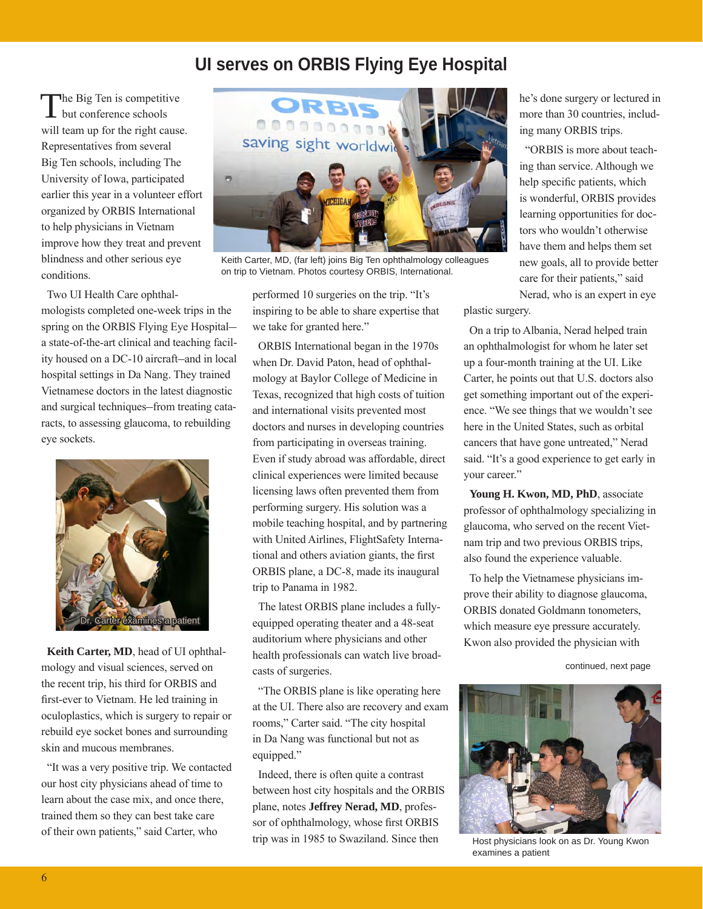# UI serves on ORBIS Flying Eye Hospital

The Big Ten is competitive but conference schools will team up for the right cause. Representatives from several Big Ten schools, including The University of Iowa, participated earlier this year in a volunteer effort organized by ORBIS International to help physicians in Vietnam improve how they treat and prevent blindness and other serious eye conditions.

Keith Carter, MD, (far left) joins Big Ten ophthalmology colleagues on trip to Vietnam. Photos courtesy ORBIS, International.

Two UI Health Care ophthalmologists completed one-week trips in the spring on the ORBIS Flying Eye Hospital—a state-of-the-art clinical and teaching facility housed on a DC-10 aircraft–and in local hospital settings in Da Nang. They trained Vietnamese doctors in the latest diagnostic and surgical techniques–from treating cataracts, to assessing glaucoma, to rebuilding eye sockets.

Dr. Carter examines a patient

**Keith Carter, MD**, head of UI ophthalmology and visual sciences, served on the recent trip, his third for ORBIS and first-ever to Vietnam. He led training in oculoplastics, which is surgery to repair or rebuild eye socket bones and surrounding skin and mucous membranes.

"It was a very positive trip. We contacted our host city physicians ahead of time to learn about the case mix, and once there, trained them so they can best take care of their own patients," said Carter, who performed 10 surgeries on the trip. "It's inspiring to be able to share expertise that we take for granted here."

ORBIS International began in the 1970s when Dr. David Paton, head of ophthalmology at Baylor College of Medicine in Texas, recognized that high costs of tuition and international visits prevented most doctors and nurses in developing countries from participating in overseas training. Even if study abroad was affordable, direct clinical experiences were limited because licensing laws often prevented them from performing surgery. His solution was a mobile teaching hospital, and by partnering with United Airlines, FlightSafety International and others aviation giants, the first ORBIS plane, a DC-8, made its inaugural trip to Panama in 1982.

The latest ORBIS plane includes a fully-equipped operating theater and a 48-seat auditorium where physicians and other health professionals can watch live broadcasts of surgeries.

"The ORBIS plane is like operating here at the UI. There also are recovery and exam rooms," Carter said. "The city hospital in Da Nang was functional but not as equipped."

Indeed, there is often quite a contrast between host city hospitals and the ORBIS plane, notes **Jeffrey Nerad, MD**, professor of ophthalmology, whose first ORBIS trip was in 1985 to Swaziland. Since then he's done surgery or lectured in more than 30 countries, including many ORBIS trips.

"ORBIS is more about teaching than service. Although we help specific patients, which is wonderful, ORBIS provides learning opportunities for doctors who wouldn't otherwise have them and helps them set new goals, all to provide better care for their patients," said Nerad, who is an expert in eye plastic surgery.

On a trip to Albania, Nerad helped train an ophthalmologist for whom he later set up a four-month training at the UI. Like Carter, he points out that U.S. doctors also get something important out of the experience. "We see things that we wouldn't see here in the United States, such as orbital cancers that have gone untreated," Nerad said. "It's a good experience to get early in your career."

**Young H. Kwon, MD, PhD**, associate professor of ophthalmology specializing in glaucoma, who served on the recent Vietnam trip and two previous ORBIS trips, also found the experience valuable.

To help the Vietnamese physicians improve their ability to diagnose glaucoma, ORBIS donated Goldmann tonometers, which measure eye pressure accurately. Kwon also provided the physician with

continued, next page

Host physicians look on as Dr. Young Kwon examines a patient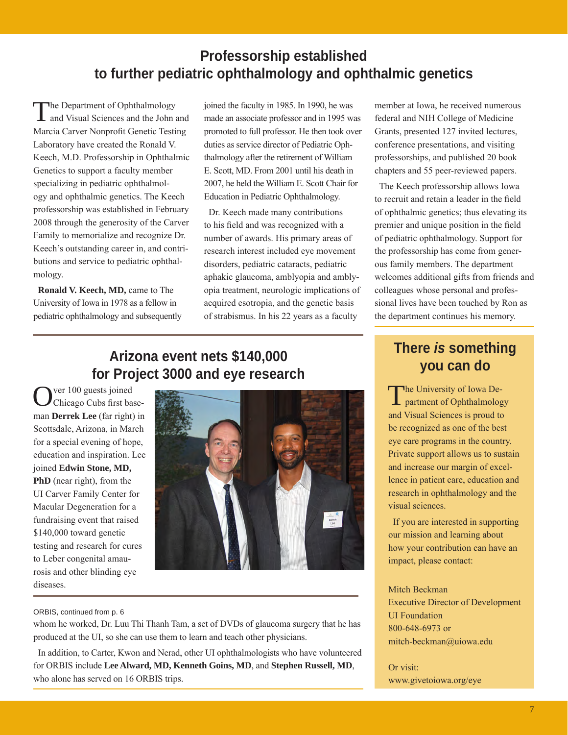# Professorship established to further pediatric ophthalmology and ophthalmic genetics

The Department of Ophthalmology and Visual Sciences and the John and Marcia Carver Nonprofit Genetic Testing Laboratory have created the Ronald V. Keech, M.D. Professorship in Ophthalmic Genetics to support a faculty member specializing in pediatric ophthalmology and ophthalmic genetics. The Keech professorship was established in February 2008 through the generosity of the Carver Family to memorialize and recognize Dr. Keech's outstanding career in, and contributions and service to pediatric ophthalmology.

**Ronald V. Keech, MD,** came to The University of Iowa in 1978 as a fellow in pediatric ophthalmology and subsequently joined the faculty in 1985. In 1990, he was made an associate professor and in 1995 was promoted to full professor. He then took over duties as service director of Pediatric Ophthalmology after the retirement of William E. Scott, MD. From 2001 until his death in 2007, he held the William E. Scott Chair for Education in Pediatric Ophthalmology.

Dr. Keech made many contributions to his field and was recognized with a number of awards. His primary areas of research interest included eye movement disorders, pediatric cataracts, pediatric aphakic glaucoma, amblyopia and amblyopia treatment, neurologic implications of acquired esotropia, and the genetic basis of strabismus. In his 22 years as a faculty member at Iowa, he received numerous federal and NIH College of Medicine Grants, presented 127 invited lectures, conference presentations, and visiting professorships, and published 20 book chapters and 55 peer-reviewed papers.

The Keech professorship allows Iowa to recruit and retain a leader in the field of ophthalmic genetics; thus elevating its premier and unique position in the field of pediatric ophthalmology. Support for the professorship has come from generous family members. The department welcomes additional gifts from friends and colleagues whose personal and professional lives have been touched by Ron as the department continues his memory.

## Arizona event nets $140,000 for Project 3000 and eye research

Over 100 guests joined Chicago Cubs first baseman **Derrek Lee** (far right) in Scottsdale, Arizona, in March for a special evening of hope, education and inspiration. Lee joined **Edwin Stone, MD, PhD** (near right), from the UI Carver Family Center for Macular Degeneration for a fundraising event that raised $140,000 toward genetic testing and research for cures to Leber congenital amaurosis and other blinding eye diseases.

ORBIS, continued from p. 6

whom he worked, Dr. Luu Thi Thanh Tam, a set of DVDs of glaucoma surgery that he has produced at the UI, so she can use them to learn and teach other physicians.

In addition, to Carter, Kwon and Nerad, other UI ophthalmologists who have volunteered for ORBIS include **Lee Alward, MD, Kenneth Goins, MD**, and **Stephen Russell, MD**, who alone has served on 16 ORBIS trips.

## There *is* something you can do

The University of Iowa Department of Ophthalmology and Visual Sciences is proud to be recognized as one of the best eye care programs in the country. Private support allows us to sustain and increase our margin of excellence in patient care, education and research in ophthalmology and the visual sciences.

If you are interested in supporting our mission and learning about how your contribution can have an impact, please contact:

Mitch Beckman
Executive Director of Development
UI Foundation
800-648-6973 or
mitch-beckman@uiowa.edu

Or visit:
www.givetoiowa.org/eye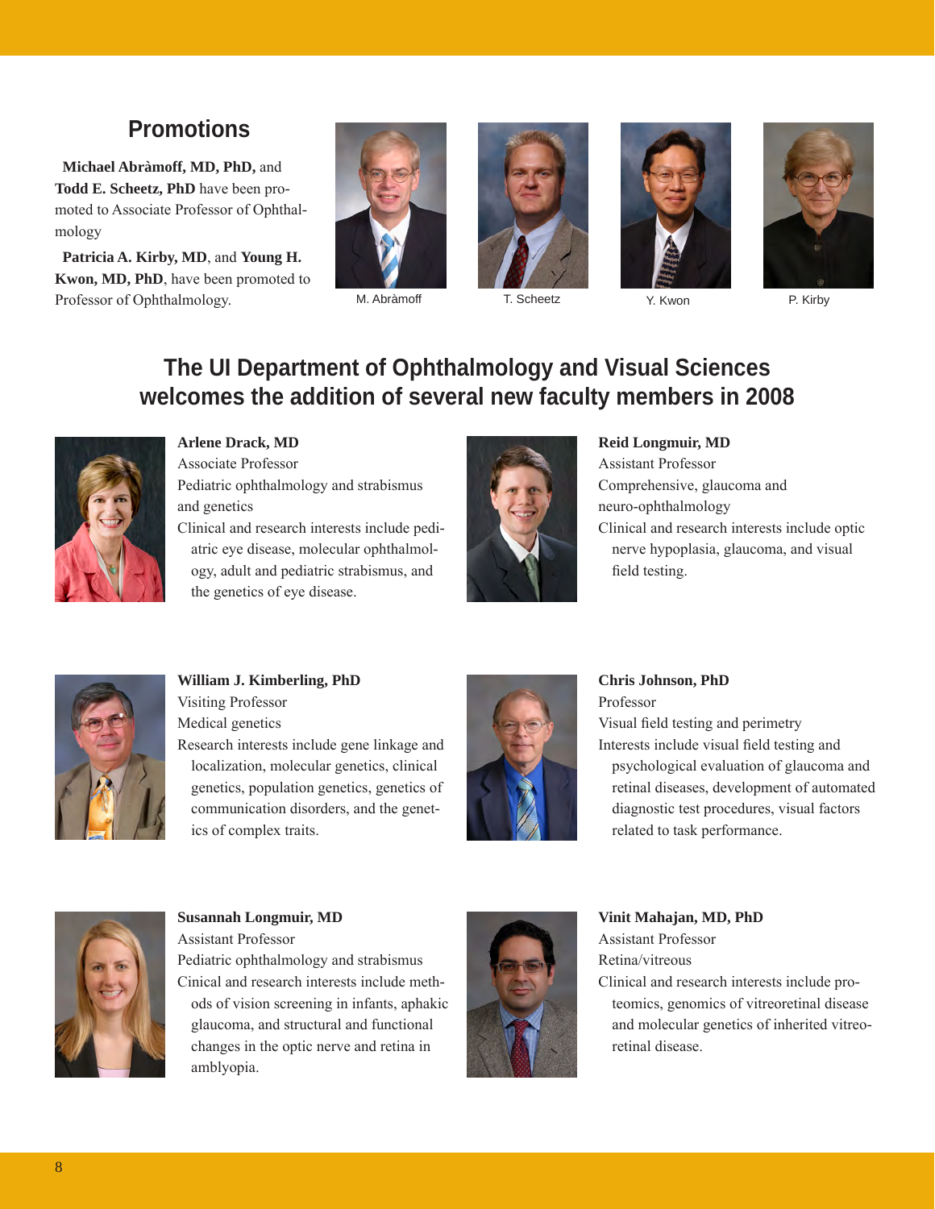## Promotions

**Michael Abràmoff, MD, PhD,** and **Todd E. Scheetz, PhD** have been promoted to Associate Professor of Ophthalmology

**Patricia A. Kirby, MD**, and **Young H. Kwon, MD, PhD**, have been promoted to Professor of Ophthalmology.

M. Abràmoff

T. Scheetz

Y. Kwon

P. Kirby

## The UI Department of Ophthalmology and Visual Sciences welcomes the addition of several new faculty members in 2008

**Arlene Drack, MD**
Associate Professor
Pediatric ophthalmology and strabismus and genetics
Clinical and research interests include pediatric eye disease, molecular ophthalmology, adult and pediatric strabismus, and the genetics of eye disease.

**Reid Longmuir, MD**
Assistant Professor
Comprehensive, glaucoma and neuro-ophthalmology
Clinical and research interests include optic nerve hypoplasia, glaucoma, and visual field testing.

**William J. Kimberling, PhD**
Visiting Professor
Medical genetics
Research interests include gene linkage and localization, molecular genetics, clinical genetics, population genetics, genetics of communication disorders, and the genetics of complex traits.

**Chris Johnson, PhD**
Professor
Visual field testing and perimetry
Interests include visual field testing and psychological evaluation of glaucoma and retinal diseases, development of automated diagnostic test procedures, visual factors related to task performance.

**Susannah Longmuir, MD**
Assistant Professor
Pediatric ophthalmology and strabismus
Cinical and research interests include methods of vision screening in infants, aphakic glaucoma, and structural and functional changes in the optic nerve and retina in amblyopia.

**Vinit Mahajan, MD, PhD**
Assistant Professor
Retina/vitreous
Clinical and research interests include proteomics, genomics of vitreoretinal disease and molecular genetics of inherited vitreoretinal disease.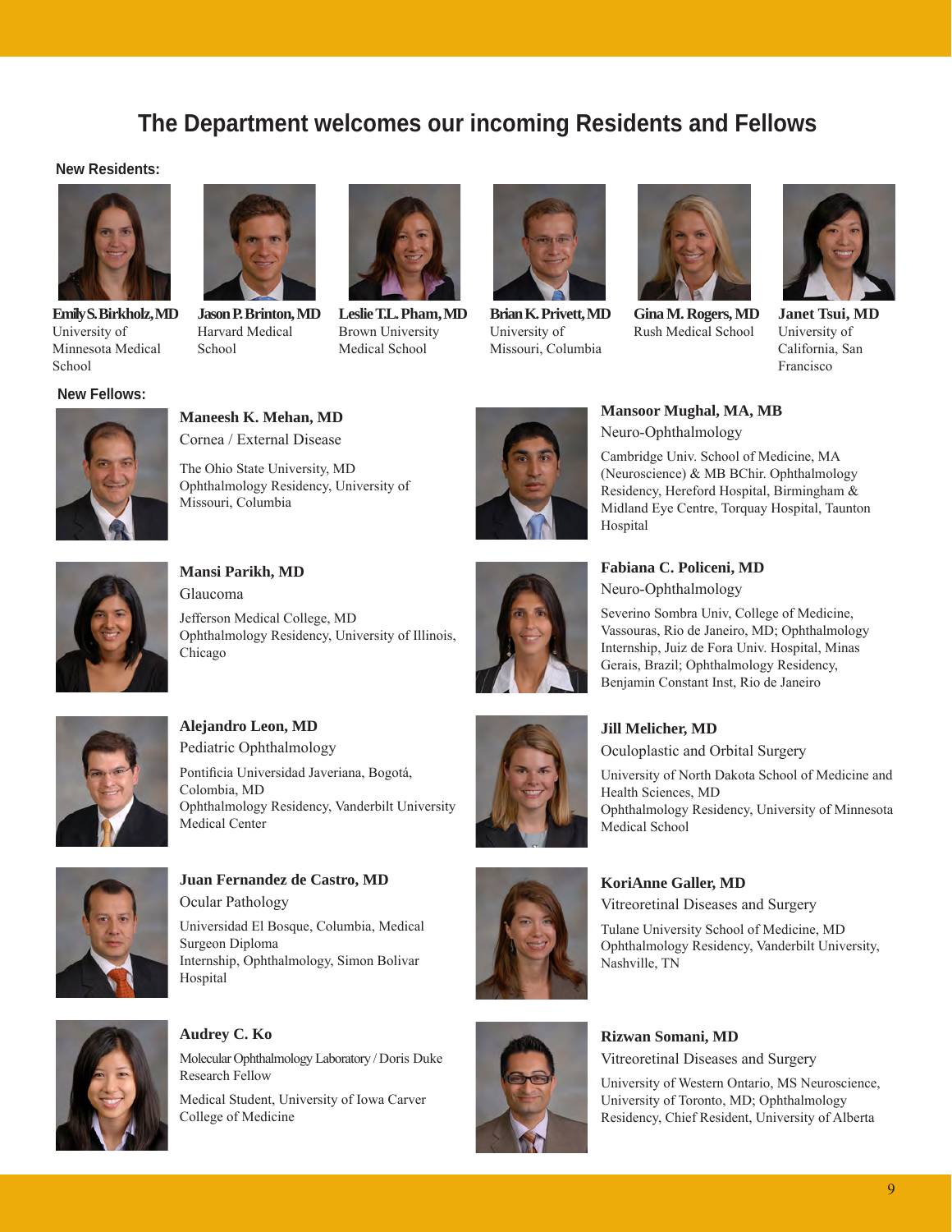# The Department welcomes our incoming Residents and Fellows

### New Residents:

**Emily S. Birkholz, MD**
University of Minnesota Medical School

**Jason P. Brinton, MD**
Harvard Medical School

**Leslie T.L. Pham, MD**
Brown University Medical School

**Brian K. Privett, MD**
University of Missouri, Columbia

**Gina M. Rogers, MD**
Rush Medical School

**Janet Tsui, MD**
University of California, San Francisco

### New Fellows:

**Maneesh K. Mehan, MD**
Cornea / External Disease

The Ohio State University, MD
Ophthalmology Residency, University of Missouri, Columbia

**Mansi Parikh, MD**
Glaucoma

Jefferson Medical College, MD
Ophthalmology Residency, University of Illinois, Chicago

**Alejandro Leon, MD**
Pediatric Ophthalmology

Pontificia Universidad Javeriana, Bogotá, Colombia, MD
Ophthalmology Residency, Vanderbilt University Medical Center

**Juan Fernandez de Castro, MD**
Ocular Pathology

Universidad El Bosque, Columbia, Medical Surgeon Diploma
Internship, Ophthalmology, Simon Bolivar Hospital

**Audrey C. Ko**
Molecular Ophthalmology Laboratory / Doris Duke Research Fellow

Medical Student, University of Iowa Carver College of Medicine

**Mansoor Mughal, MA, MB**
Neuro-Ophthalmology

Cambridge Univ. School of Medicine, MA (Neuroscience) & MB BChir. Ophthalmology Residency, Hereford Hospital, Birmingham & Midland Eye Centre, Torquay Hospital, Taunton Hospital

**Fabiana C. Policeni, MD**
Neuro-Ophthalmology

Severino Sombra Univ, College of Medicine, Vassouras, Rio de Janeiro, MD; Ophthalmology Internship, Juiz de Fora Univ. Hospital, Minas Gerais, Brazil; Ophthalmology Residency, Benjamin Constant Inst, Rio de Janeiro

**Jill Melicher, MD**
Oculoplastic and Orbital Surgery

University of North Dakota School of Medicine and Health Sciences, MD
Ophthalmology Residency, University of Minnesota Medical School

**KoriAnne Galler, MD**
Vitreoretinal Diseases and Surgery

Tulane University School of Medicine, MD
Ophthalmology Residency, Vanderbilt University, Nashville, TN

**Rizwan Somani, MD**
Vitreoretinal Diseases and Surgery

University of Western Ontario, MS Neuroscience, University of Toronto, MD; Ophthalmology Residency, Chief Resident, University of Alberta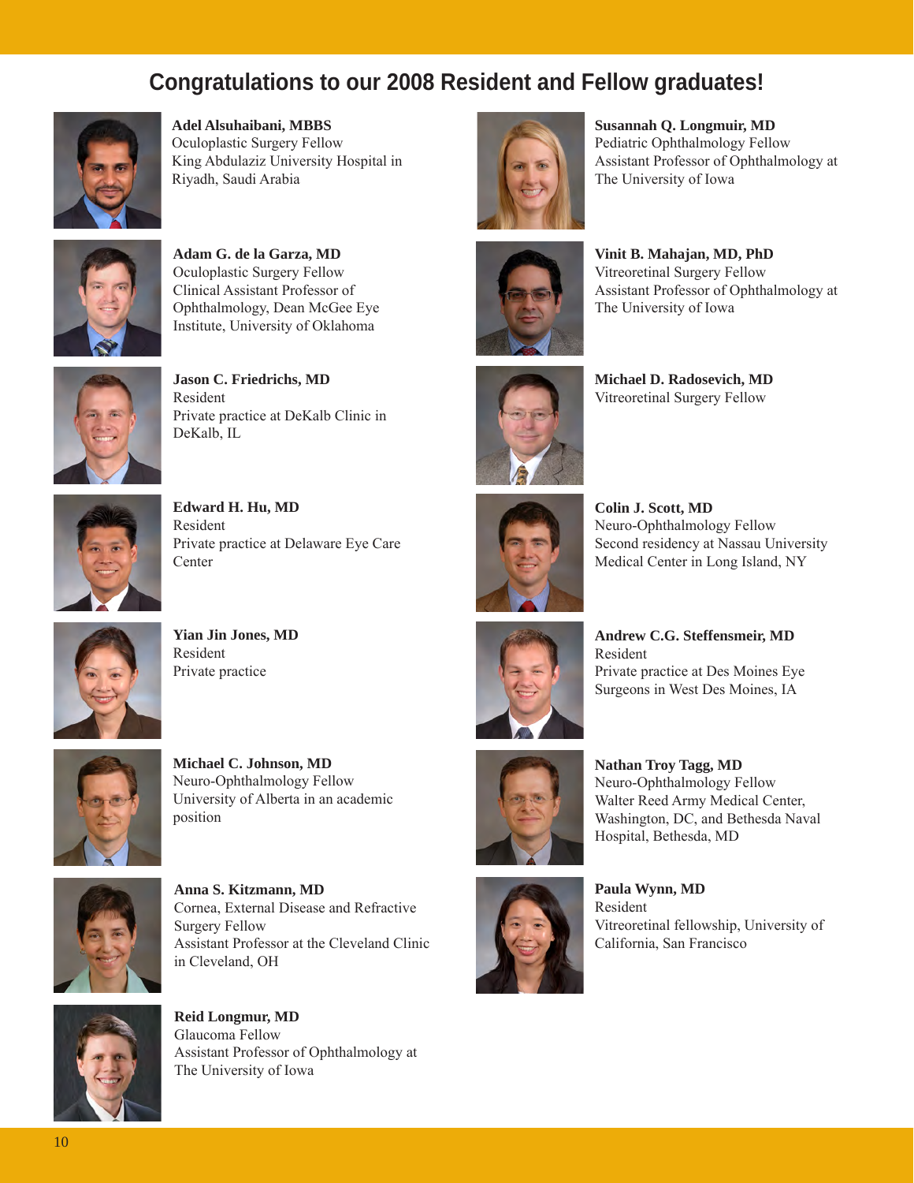# Congratulations to our 2008 Resident and Fellow graduates!

**Adel Alsuhaibani, MBBS**
Oculoplastic Surgery Fellow
King Abdulaziz University Hospital in Riyadh, Saudi Arabia

**Adam G. de la Garza, MD**
Oculoplastic Surgery Fellow
Clinical Assistant Professor of Ophthalmology, Dean McGee Eye Institute, University of Oklahoma

**Jason C. Friedrichs, MD**
Resident
Private practice at DeKalb Clinic in DeKalb, IL

**Edward H. Hu, MD**
Resident
Private practice at Delaware Eye Care Center

**Yian Jin Jones, MD**
Resident
Private practice

**Michael C. Johnson, MD**
Neuro-Ophthalmology Fellow
University of Alberta in an academic position

**Anna S. Kitzmann, MD**
Cornea, External Disease and Refractive Surgery Fellow
Assistant Professor at the Cleveland Clinic in Cleveland, OH

**Reid Longmur, MD**
Glaucoma Fellow
Assistant Professor of Ophthalmology at The University of Iowa

**Susannah Q. Longmuir, MD**
Pediatric Ophthalmology Fellow
Assistant Professor of Ophthalmology at The University of Iowa

**Vinit B. Mahajan, MD, PhD**
Vitreoretinal Surgery Fellow
Assistant Professor of Ophthalmology at The University of Iowa

**Michael D. Radosevich, MD**
Vitreoretinal Surgery Fellow

**Colin J. Scott, MD**
Neuro-Ophthalmology Fellow
Second residency at Nassau University Medical Center in Long Island, NY

**Andrew C.G. Steffensmeir, MD**
Resident
Private practice at Des Moines Eye Surgeons in West Des Moines, IA

**Nathan Troy Tagg, MD**
Neuro-Ophthalmology Fellow
Walter Reed Army Medical Center, Washington, DC, and Bethesda Naval Hospital, Bethesda, MD

**Paula Wynn, MD**
Resident
Vitreoretinal fellowship, University of California, San Francisco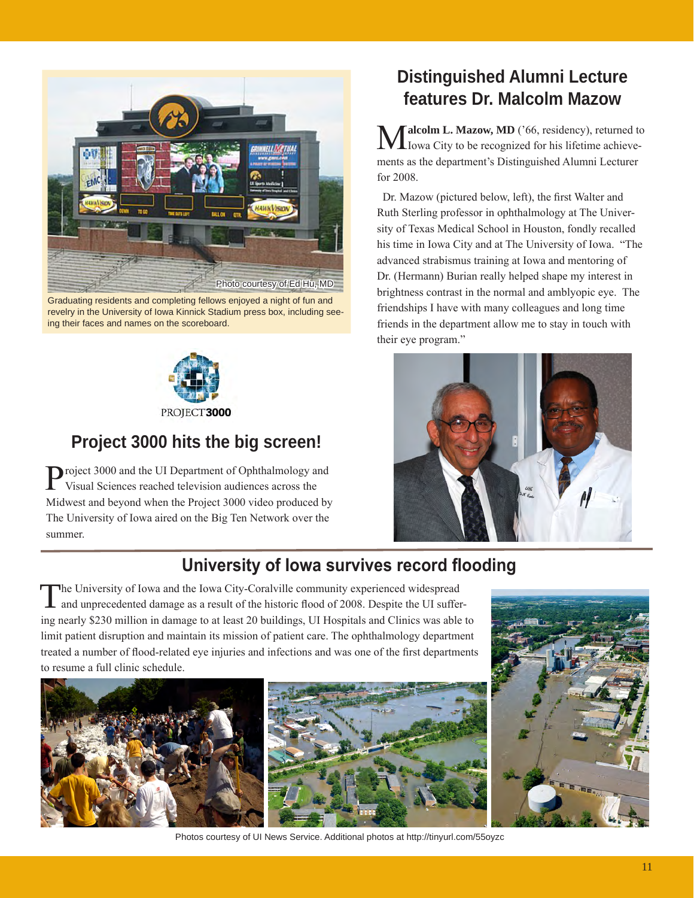Photo courtesy of Ed Hu, MD

Graduating residents and completing fellows enjoyed a night of fun and revelry in the University of Iowa Kinnick Stadium press box, including seeing their faces and names on the scoreboard.

PROJECT3000

## Project 3000 hits the big screen!

Project 3000 and the UI Department of Ophthalmology and Visual Sciences reached television audiences across the Midwest and beyond when the Project 3000 video produced by The University of Iowa aired on the Big Ten Network over the summer.

## Distinguished Alumni Lecture features Dr. Malcolm Mazow

**Malcolm L. Mazow, MD** ('66, residency), returned to Iowa City to be recognized for his lifetime achievements as the department's Distinguished Alumni Lecturer for 2008.

Dr. Mazow (pictured below, left), the first Walter and Ruth Sterling professor in ophthalmology at The University of Texas Medical School in Houston, fondly recalled his time in Iowa City and at The University of Iowa. "The advanced strabismus training at Iowa and mentoring of Dr. (Hermann) Burian really helped shape my interest in brightness contrast in the normal and amblyopic eye. The friendships I have with many colleagues and long time friends in the department allow me to stay in touch with their eye program."

## University of Iowa survives record flooding

The University of Iowa and the Iowa City-Coralville community experienced widespread and unprecedented damage as a result of the historic flood of 2008. Despite the UI suffering nearly $230 million in damage to at least 20 buildings, UI Hospitals and Clinics was able to limit patient disruption and maintain its mission of patient care. The ophthalmology department treated a number of flood-related eye injuries and infections and was one of the first departments to resume a full clinic schedule.

Photos courtesy of UI News Service. Additional photos at http://tinyurl.com/55oyzc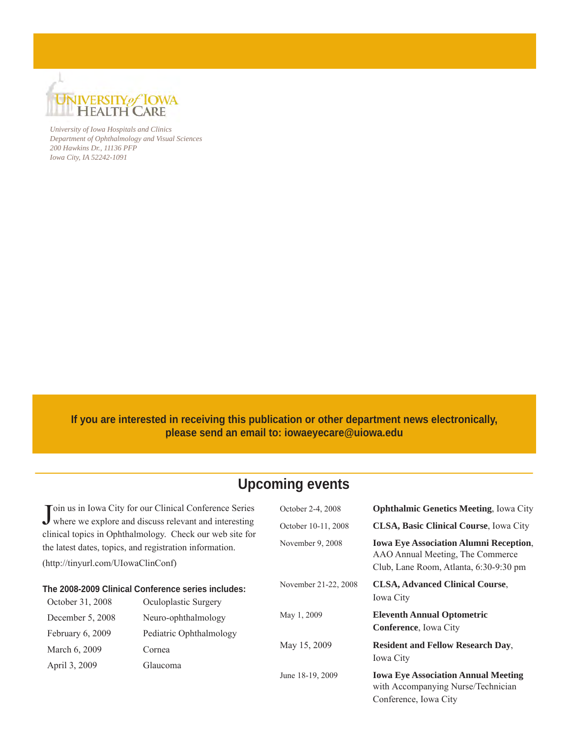UNIVERSITY of IOWA HEALTH CARE

*University of Iowa Hospitals and Clinics*
*Department of Ophthalmology and Visual Sciences*
*200 Hawkins Dr., 11136 PFP*
*Iowa City, IA 52242-1091*

**If you are interested in receiving this publication or other department news electronically, please send an email to: iowaeyecare@uiowa.edu**

## Upcoming events

Join us in Iowa City for our Clinical Conference Series where we explore and discuss relevant and interesting clinical topics in Ophthalmology. Check our web site for the latest dates, topics, and registration information. (http://tinyurl.com/UIowaClinConf)

**The 2008-2009 Clinical Conference series includes:**

| | |
|---|---|
| October 31, 2008 | Oculoplastic Surgery |
| December 5, 2008 | Neuro-ophthalmology |
| February 6, 2009 | Pediatric Ophthalmology |
| March 6, 2009 | Cornea |
| April 3, 2009 | Glaucoma |

| | |
|---|---|
| October 2-4, 2008 | **Ophthalmic Genetics Meeting**, Iowa City |
| October 10-11, 2008 | **CLSA, Basic Clinical Course**, Iowa City |
| November 9, 2008 | **Iowa Eye Association Alumni Reception**, AAO Annual Meeting, The Commerce Club, Lane Room, Atlanta, 6:30-9:30 pm |
| November 21-22, 2008 | **CLSA, Advanced Clinical Course**, Iowa City |
| May 1, 2009 | **Eleventh Annual Optometric Conference**, Iowa City |
| May 15, 2009 | **Resident and Fellow Research Day**, Iowa City |
| June 18-19, 2009 | **Iowa Eye Association Annual Meeting** with Accompanying Nurse/Technician Conference, Iowa City |